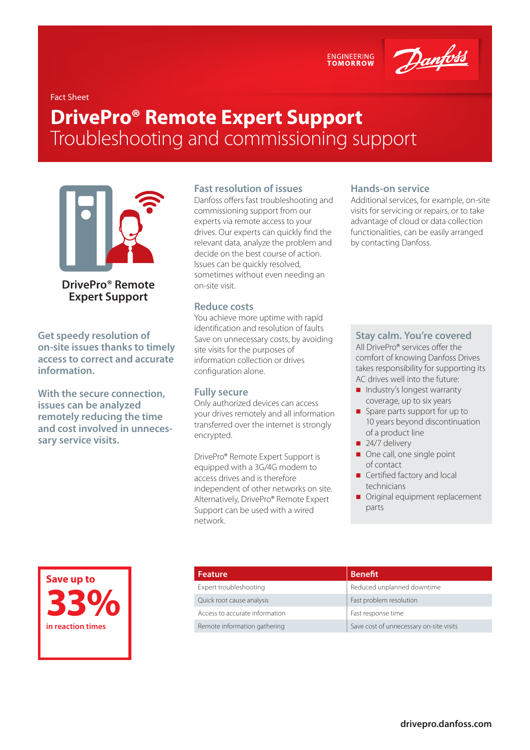ENGINEERING TOMORROW

Danfoss

Fact Sheet

# DrivePro® Remote Expert Support

## Troubleshooting and commissioning support

**DrivePro® Remote Expert Support**

**Get speedy resolution of on-site issues thanks to timely access to correct and accurate information.**

**With the secure connection, issues can be analyzed remotely reducing the time and cost involved in unnecessary service visits.**

### Fast resolution of issues

Danfoss offers fast troubleshooting and commissioning support from our experts via remote access to your drives. Our experts can quickly find the relevant data, analyze the problem and decide on the best course of action. Issues can be quickly resolved, sometimes without even needing an on-site visit.

### Reduce costs

You achieve more uptime with rapid identification and resolution of faults Save on unnecessary costs, by avoiding site visits for the purposes of information collection or drives configuration alone.

### Fully secure

Only authorized devices can access your drives remotely and all information transferred over the internet is strongly encrypted.

DrivePro® Remote Expert Support is equipped with a 3G/4G modem to access drives and is therefore independent of other networks on site. Alternatively, DrivePro® Remote Expert Support can be used with a wired network.

### Hands-on service

Additional services, for example, on-site visits for servicing or repairs, or to take advantage of cloud or data collection functionalities, can be easily arranged by contacting Danfoss.

### Stay calm. You're covered

All DrivePro® services offer the comfort of knowing Danfoss Drives takes responsibility for supporting its AC drives well into the future:

- Industry's longest warranty coverage, up to six years
- Spare parts support for up to 10 years beyond discontinuation of a product line
- 24/7 delivery
- One call, one single point of contact
- Certified factory and local technicians
- Original equipment replacement parts

**Save up to 33% in reaction times**

| Feature | Benefit |
| --- | --- |
| Expert troubleshooting | Reduced unplanned downtime |
| Quick root cause analysis | Fast problem resolution |
| Access to accurate information | Fast response time |
| Remote information gathering | Save cost of unnecessary on-site visits |

drivepro.danfoss.com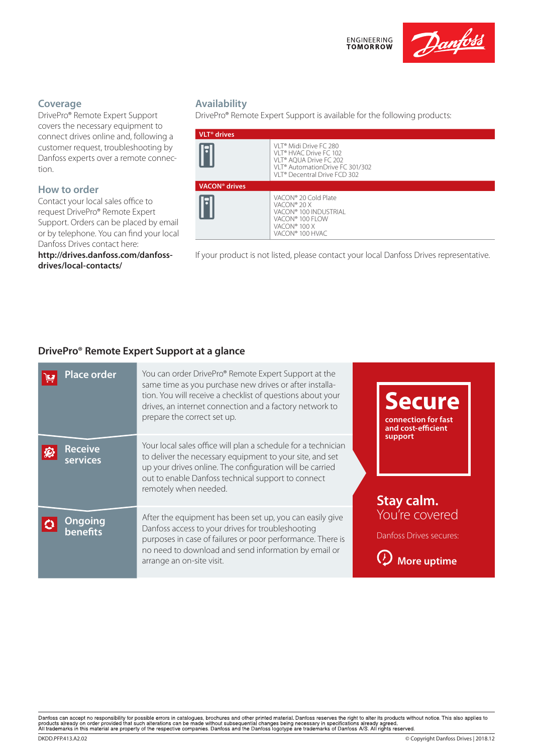## Coverage

DrivePro® Remote Expert Support covers the necessary equipment to connect drives online and, following a customer request, troubleshooting by Danfoss experts over a remote connection.

## How to order

Contact your local sales office to request DrivePro® Remote Expert Support. Orders can be placed by email or by telephone. You can find your local Danfoss Drives contact here:

**http://drives.danfoss.com/danfoss-drives/local-contacts/**

## Availability

DrivePro® Remote Expert Support is available for the following products:

| VLT® drives | |
|---|---|
| | VLT® Midi Drive FC 280<br>VLT® HVAC Drive FC 102<br>VLT® AQUA Drive FC 202<br>VLT® AutomationDrive FC 301/302<br>VLT® Decentral Drive FCD 302 |
| **VACON® drives** | |
| | VACON® 20 Cold Plate<br>VACON® 20 X<br>VACON® 100 INDUSTRIAL<br>VACON® 100 FLOW<br>VACON® 100 X<br>VACON® 100 HVAC |

If your product is not listed, please contact your local Danfoss Drives representative.

## DrivePro® Remote Expert Support at a glance

| | |
|---|---|
| **Place order** | You can order DrivePro® Remote Expert Support at the same time as you purchase new drives or after installation. You will receive a checklist of questions about your drives, an internet connection and a factory network to prepare the correct set up. |
| **Receive services** | Your local sales office will plan a schedule for a technician to deliver the necessary equipment to your site, and set up your drives online. The configuration will be carried out to enable Danfoss technical support to connect remotely when needed. |
| **Ongoing benefits** | After the equipment has been set up, you can easily give Danfoss access to your drives for troubleshooting purposes in case of failures or poor performance. There is no need to download and send information by email or arrange an on-site visit. |

**Secure**

**connection for fast and cost-efficient support**

**Stay calm.**
You're covered

Danfoss Drives secures:

**More uptime**

Danfoss can accept no responsibility for possible errors in catalogues, brochures and other printed material. Danfoss reserves the right to alter its products without notice. This also applies to products already on order provided that such alterations can be made without subsequential changes being necessary in specifications already agreed.
All trademarks in this material are property of the respective companies. Danfoss and the Danfoss logotype are trademarks of Danfoss A/S. All rights reserved.

DKDD.PFP.413.A2.02 © Copyright Danfoss Drives | 2018.12